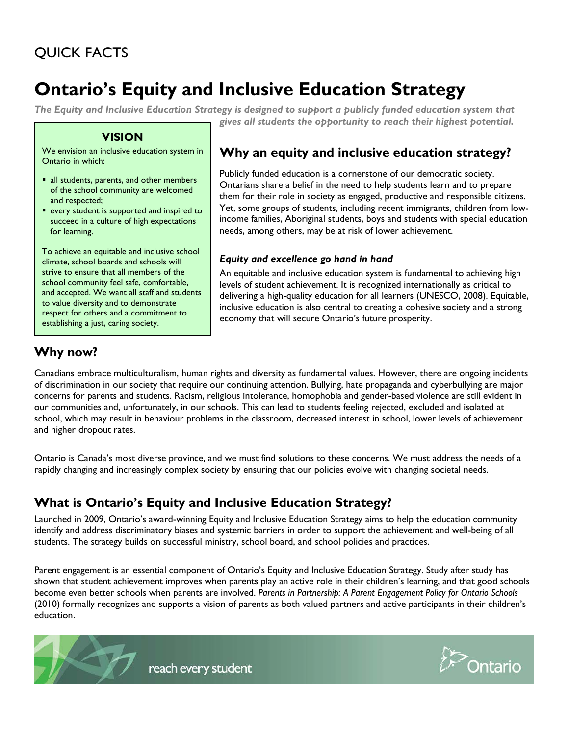QUICK FACTS

# Ontario's Equity and Inclusive Education Strategy

***The Equity and Inclusive Education Strategy is designed to support a publicly funded education system that gives all students the opportunity to reach their highest potential.***

**VISION**

We envision an inclusive education system in Ontario in which:

- all students, parents, and other members of the school community are welcomed and respected;
- every student is supported and inspired to succeed in a culture of high expectations for learning.

To achieve an equitable and inclusive school climate, school boards and schools will strive to ensure that all members of the school community feel safe, comfortable, and accepted. We want all staff and students to value diversity and to demonstrate respect for others and a commitment to establishing a just, caring society.

## Why an equity and inclusive education strategy?

Publicly funded education is a cornerstone of our democratic society. Ontarians share a belief in the need to help students learn and to prepare them for their role in society as engaged, productive and responsible citizens. Yet, some groups of students, including recent immigrants, children from low-income families, Aboriginal students, boys and students with special education needs, among others, may be at risk of lower achievement.

### *Equity and excellence go hand in hand*

An equitable and inclusive education system is fundamental to achieving high levels of student achievement. It is recognized internationally as critical to delivering a high-quality education for all learners (UNESCO, 2008). Equitable, inclusive education is also central to creating a cohesive society and a strong economy that will secure Ontario's future prosperity.

## Why now?

Canadians embrace multiculturalism, human rights and diversity as fundamental values. However, there are ongoing incidents of discrimination in our society that require our continuing attention. Bullying, hate propaganda and cyberbullying are major concerns for parents and students. Racism, religious intolerance, homophobia and gender-based violence are still evident in our communities and, unfortunately, in our schools. This can lead to students feeling rejected, excluded and isolated at school, which may result in behaviour problems in the classroom, decreased interest in school, lower levels of achievement and higher dropout rates.

Ontario is Canada's most diverse province, and we must find solutions to these concerns. We must address the needs of a rapidly changing and increasingly complex society by ensuring that our policies evolve with changing societal needs.

## What is Ontario's Equity and Inclusive Education Strategy?

Launched in 2009, Ontario's award-winning Equity and Inclusive Education Strategy aims to help the education community identify and address discriminatory biases and systemic barriers in order to support the achievement and well-being of all students. The strategy builds on successful ministry, school board, and school policies and practices.

Parent engagement is an essential component of Ontario's Equity and Inclusive Education Strategy. Study after study has shown that student achievement improves when parents play an active role in their children's learning, and that good schools become even better schools when parents are involved. *Parents in Partnership: A Parent Engagement Policy for Ontario Schools* (2010) formally recognizes and supports a vision of parents as both valued partners and active participants in their children's education.

reach every student

Ontario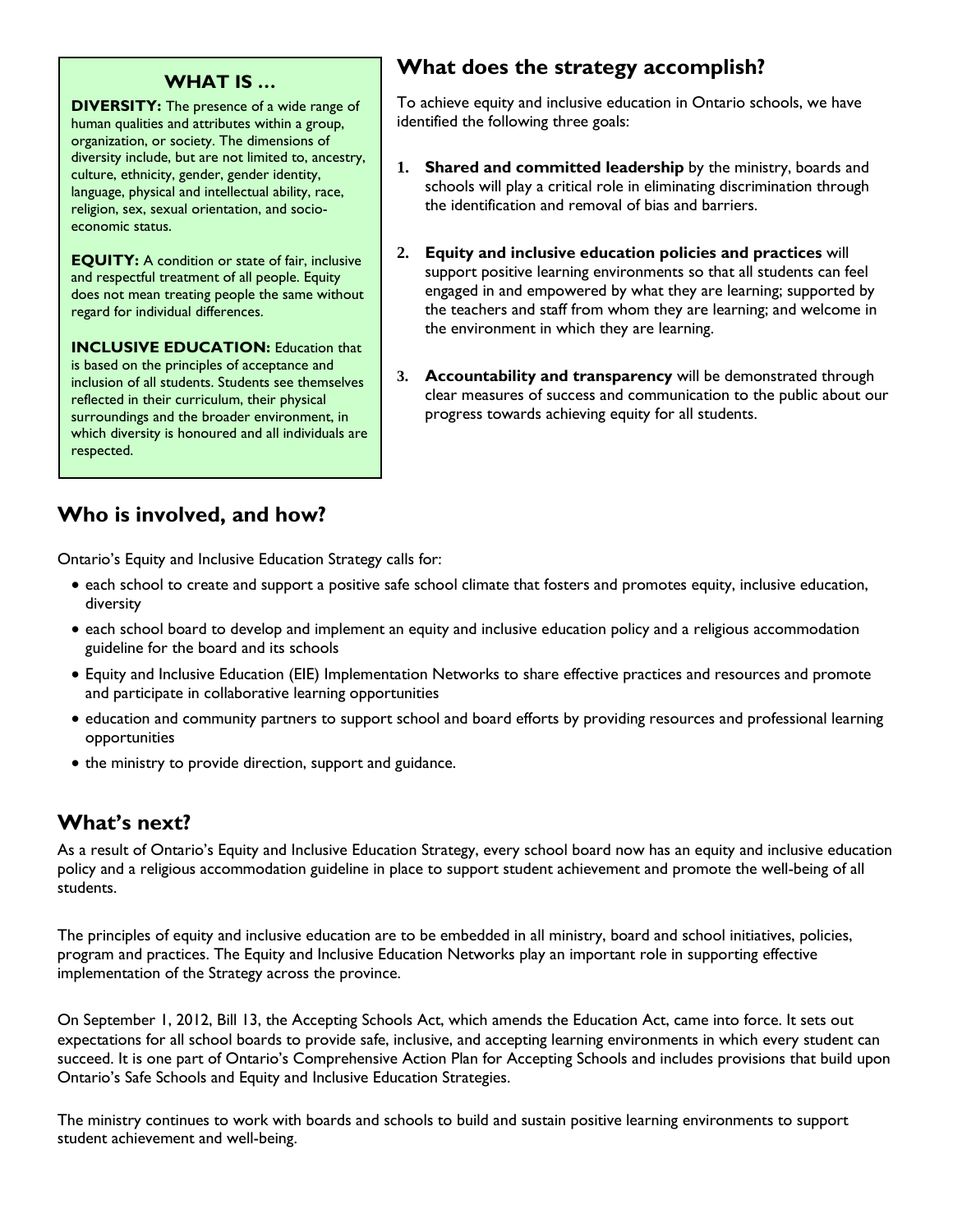### WHAT IS …

**DIVERSITY:** The presence of a wide range of human qualities and attributes within a group, organization, or society. The dimensions of diversity include, but are not limited to, ancestry, culture, ethnicity, gender, gender identity, language, physical and intellectual ability, race, religion, sex, sexual orientation, and socio-economic status.

**EQUITY:** A condition or state of fair, inclusive and respectful treatment of all people. Equity does not mean treating people the same without regard for individual differences.

**INCLUSIVE EDUCATION:** Education that is based on the principles of acceptance and inclusion of all students. Students see themselves reflected in their curriculum, their physical surroundings and the broader environment, in which diversity is honoured and all individuals are respected.

## What does the strategy accomplish?

To achieve equity and inclusive education in Ontario schools, we have identified the following three goals:

1. **Shared and committed leadership** by the ministry, boards and schools will play a critical role in eliminating discrimination through the identification and removal of bias and barriers.
2. **Equity and inclusive education policies and practices** will support positive learning environments so that all students can feel engaged in and empowered by what they are learning; supported by the teachers and staff from whom they are learning; and welcome in the environment in which they are learning.
3. **Accountability and transparency** will be demonstrated through clear measures of success and communication to the public about our progress towards achieving equity for all students.

## Who is involved, and how?

Ontario's Equity and Inclusive Education Strategy calls for:

- each school to create and support a positive safe school climate that fosters and promotes equity, inclusive education, diversity
- each school board to develop and implement an equity and inclusive education policy and a religious accommodation guideline for the board and its schools
- Equity and Inclusive Education (EIE) Implementation Networks to share effective practices and resources and promote and participate in collaborative learning opportunities
- education and community partners to support school and board efforts by providing resources and professional learning opportunities
- the ministry to provide direction, support and guidance.

## What's next?

As a result of Ontario's Equity and Inclusive Education Strategy, every school board now has an equity and inclusive education policy and a religious accommodation guideline in place to support student achievement and promote the well-being of all students.

The principles of equity and inclusive education are to be embedded in all ministry, board and school initiatives, policies, program and practices. The Equity and Inclusive Education Networks play an important role in supporting effective implementation of the Strategy across the province.

On September 1, 2012, Bill 13, the Accepting Schools Act, which amends the Education Act, came into force. It sets out expectations for all school boards to provide safe, inclusive, and accepting learning environments in which every student can succeed. It is one part of Ontario's Comprehensive Action Plan for Accepting Schools and includes provisions that build upon Ontario's Safe Schools and Equity and Inclusive Education Strategies.

The ministry continues to work with boards and schools to build and sustain positive learning environments to support student achievement and well-being.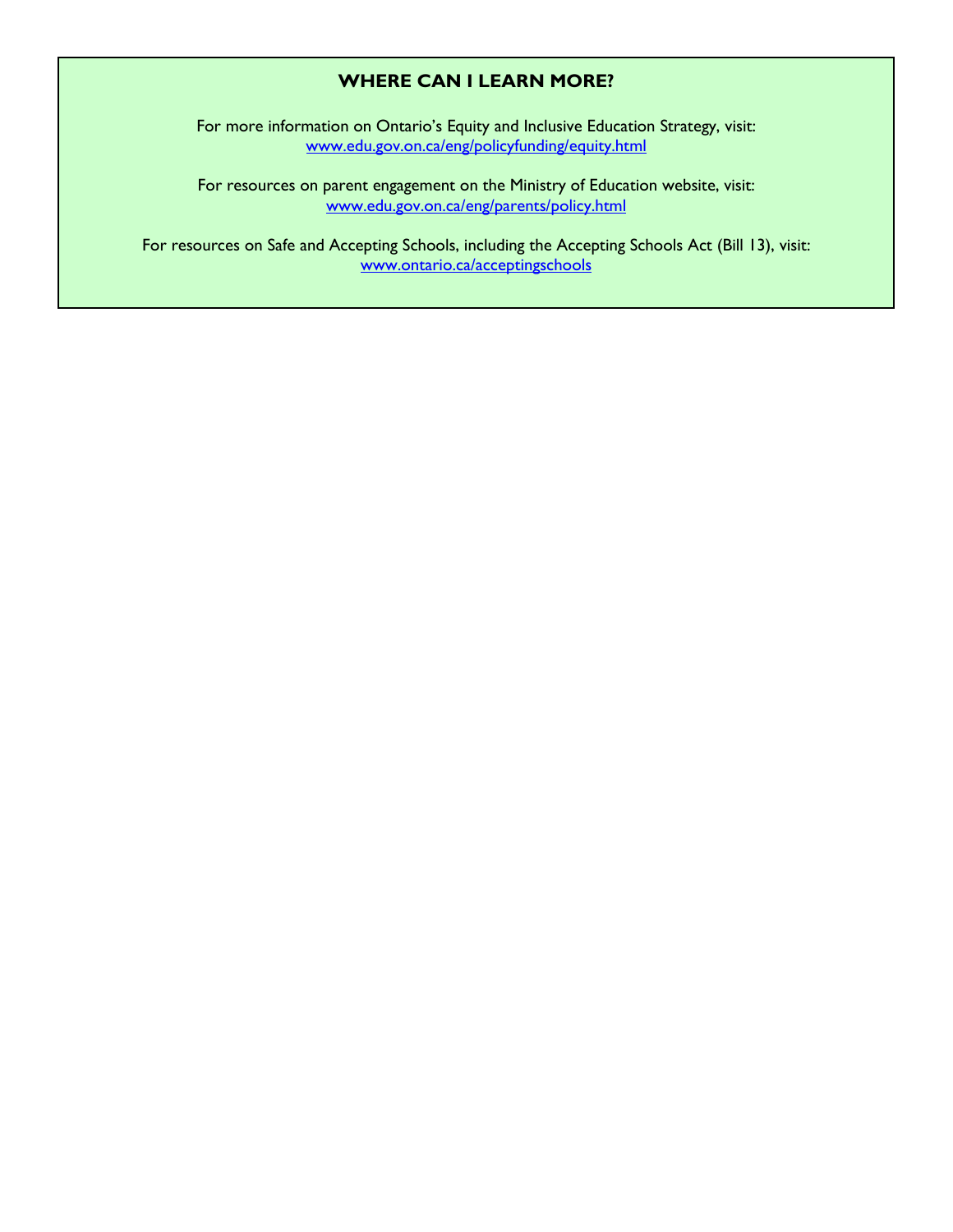## WHERE CAN I LEARN MORE?

For more information on Ontario's Equity and Inclusive Education Strategy, visit:
www.edu.gov.on.ca/eng/policyfunding/equity.html

For resources on parent engagement on the Ministry of Education website, visit:
www.edu.gov.on.ca/eng/parents/policy.html

For resources on Safe and Accepting Schools, including the Accepting Schools Act (Bill 13), visit:
www.ontario.ca/acceptingschools